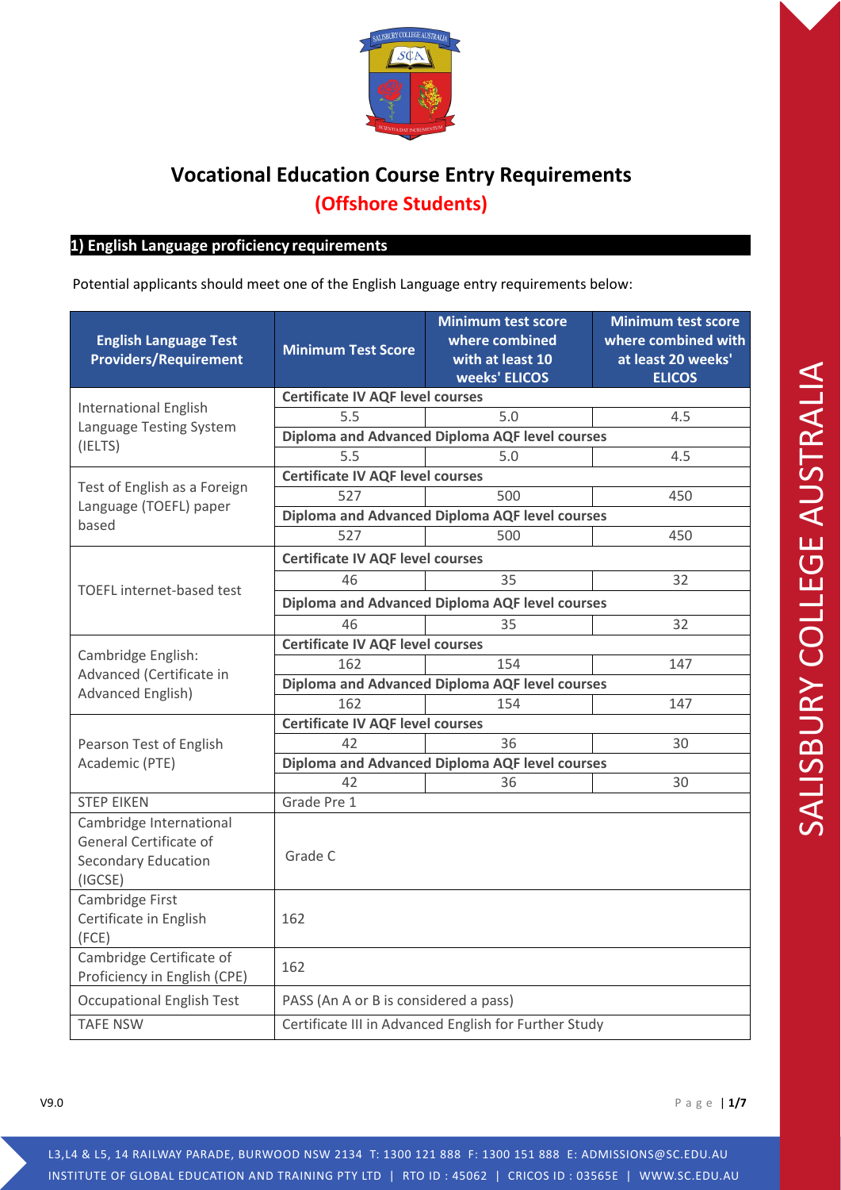# Vocational Education Course Entry Requirements

## (Offshore Students)

### 1) English Language proficiency requirements

Potential applicants should meet one of the English Language entry requirements below:

| English Language Test Providers/Requirement | Minimum Test Score | Minimum test score where combined with at least 10 weeks' ELICOS | Minimum test score where combined with at least 20 weeks' ELICOS |
|---|---|---|---|
| International English Language Testing System (IELTS) | **Certificate IV AQF level courses** | | |
| | 5.5 | 5.0 | 4.5 |
| | **Diploma and Advanced Diploma AQF level courses** | | |
| | 5.5 | 5.0 | 4.5 |
| Test of English as a Foreign Language (TOEFL) paper based | **Certificate IV AQF level courses** | | |
| | 527 | 500 | 450 |
| | **Diploma and Advanced Diploma AQF level courses** | | |
| | 527 | 500 | 450 |
| TOEFL internet-based test | **Certificate IV AQF level courses** | | |
| | 46 | 35 | 32 |
| | **Diploma and Advanced Diploma AQF level courses** | | |
| | 46 | 35 | 32 |
| Cambridge English: Advanced (Certificate in Advanced English) | **Certificate IV AQF level courses** | | |
| | 162 | 154 | 147 |
| | **Diploma and Advanced Diploma AQF level courses** | | |
| | 162 | 154 | 147 |
| Pearson Test of English Academic (PTE) | **Certificate IV AQF level courses** | | |
| | 42 | 36 | 30 |
| | **Diploma and Advanced Diploma AQF level courses** | | |
| | 42 | 36 | 30 |
| STEP EIKEN | Grade Pre 1 | | |
| Cambridge International General Certificate of Secondary Education (IGCSE) | Grade C | | |
| Cambridge First Certificate in English (FCE) | 162 | | |
| Cambridge Certificate of Proficiency in English (CPE) | 162 | | |
| Occupational English Test | PASS (An A or B is considered a pass) | | |
| TAFE NSW | Certificate III in Advanced English for Further Study | | |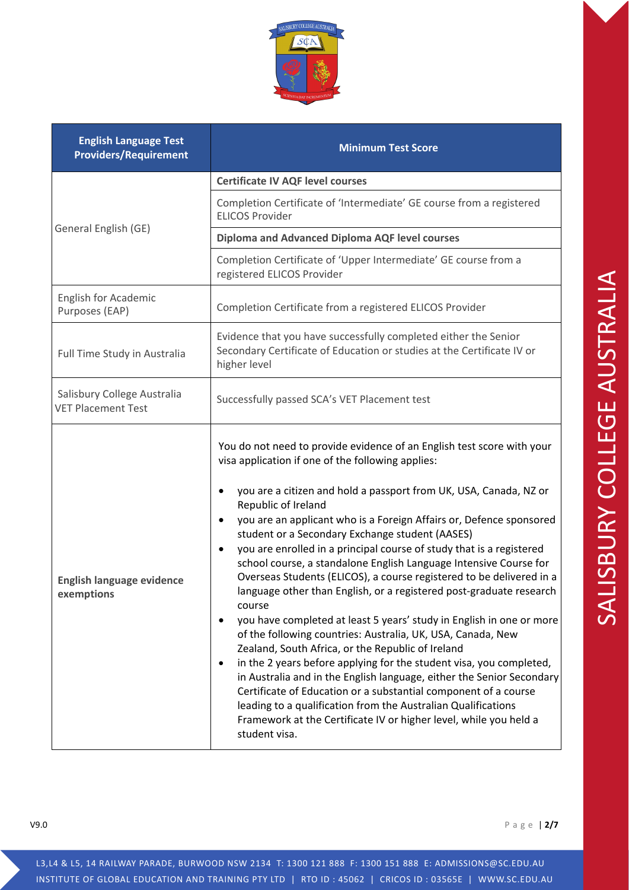| English Language Test Providers/Requirement | Minimum Test Score |
|---|---|
| General English (GE) | **Certificate IV AQF level courses** |
| | Completion Certificate of 'Intermediate' GE course from a registered ELICOS Provider |
| | **Diploma and Advanced Diploma AQF level courses** |
| | Completion Certificate of 'Upper Intermediate' GE course from a registered ELICOS Provider |
| English for Academic Purposes (EAP) | Completion Certificate from a registered ELICOS Provider |
| Full Time Study in Australia | Evidence that you have successfully completed either the Senior Secondary Certificate of Education or studies at the Certificate IV or higher level |
| Salisbury College Australia VET Placement Test | Successfully passed SCA's VET Placement test |
| **English language evidence exemptions** | You do not need to provide evidence of an English test score with your visa application if one of the following applies:<br>• you are a citizen and hold a passport from UK, USA, Canada, NZ or Republic of Ireland<br>• you are an applicant who is a Foreign Affairs or, Defence sponsored student or a Secondary Exchange student (AASES)<br>• you are enrolled in a principal course of study that is a registered school course, a standalone English Language Intensive Course for Overseas Students (ELICOS), a course registered to be delivered in a language other than English, or a registered post-graduate research course<br>• you have completed at least 5 years' study in English in one or more of the following countries: Australia, UK, USA, Canada, New Zealand, South Africa, or the Republic of Ireland<br>• in the 2 years before applying for the student visa, you completed, in Australia and in the English language, either the Senior Secondary Certificate of Education or a substantial component of a course leading to a qualification from the Australian Qualifications Framework at the Certificate IV or higher level, while you held a student visa. |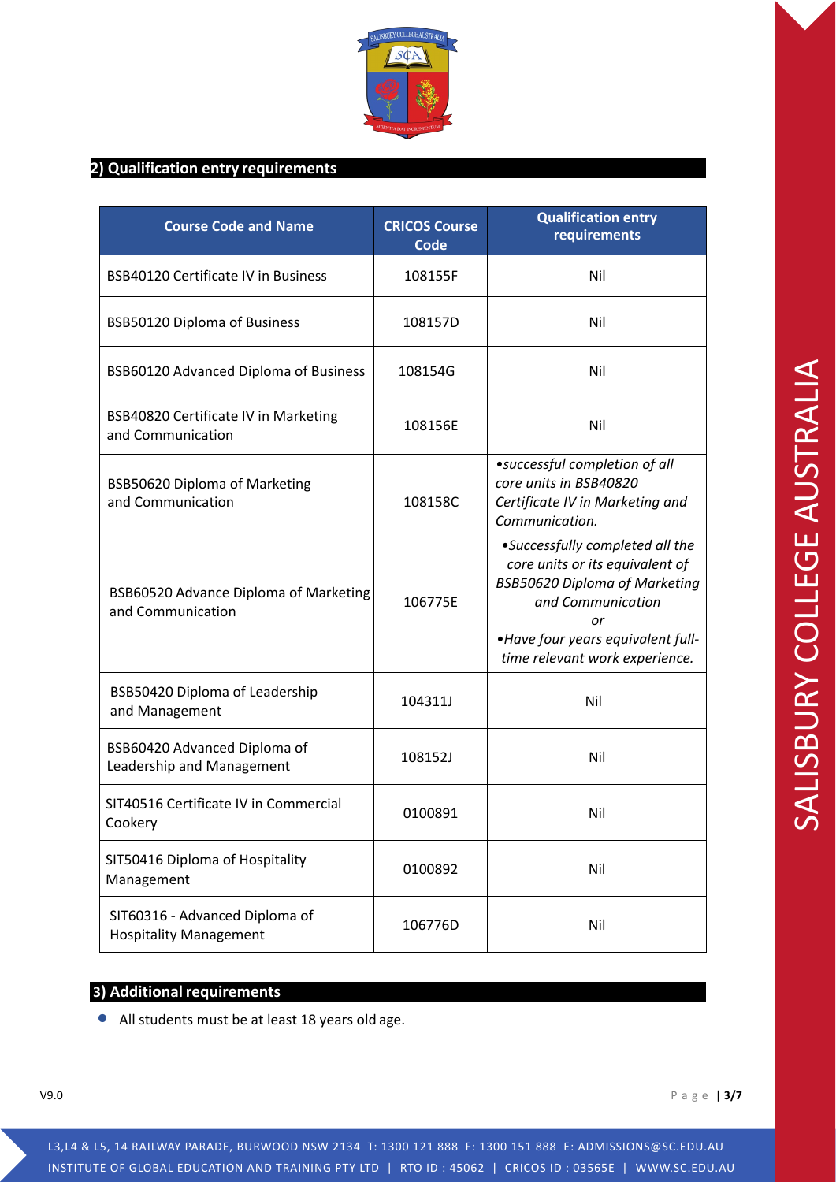## 2) Qualification entry requirements

| Course Code and Name | CRICOS Course Code | Qualification entry requirements |
|---|---|---|
| BSB40120 Certificate IV in Business | 108155F | Nil |
| BSB50120 Diploma of Business | 108157D | Nil |
| BSB60120 Advanced Diploma of Business | 108154G | Nil |
| BSB40820 Certificate IV in Marketing and Communication | 108156E | Nil |
| BSB50620 Diploma of Marketing and Communication | 108158C | *•successful completion of all core units in BSB40820 Certificate IV in Marketing and Communication.* |
| BSB60520 Advance Diploma of Marketing and Communication | 106775E | *•Successfully completed all the core units or its equivalent of BSB50620 Diploma of Marketing and Communication* <br> *or* <br> *•Have four years equivalent full-time relevant work experience.* |
| BSB50420 Diploma of Leadership and Management | 104311J | Nil |
| BSB60420 Advanced Diploma of Leadership and Management | 108152J | Nil |
| SIT40516 Certificate IV in Commercial Cookery | 0100891 | Nil |
| SIT50416 Diploma of Hospitality Management | 0100892 | Nil |
| SIT60316 - Advanced Diploma of Hospitality Management | 106776D | Nil |

## 3) Additional requirements

- All students must be at least 18 years old age.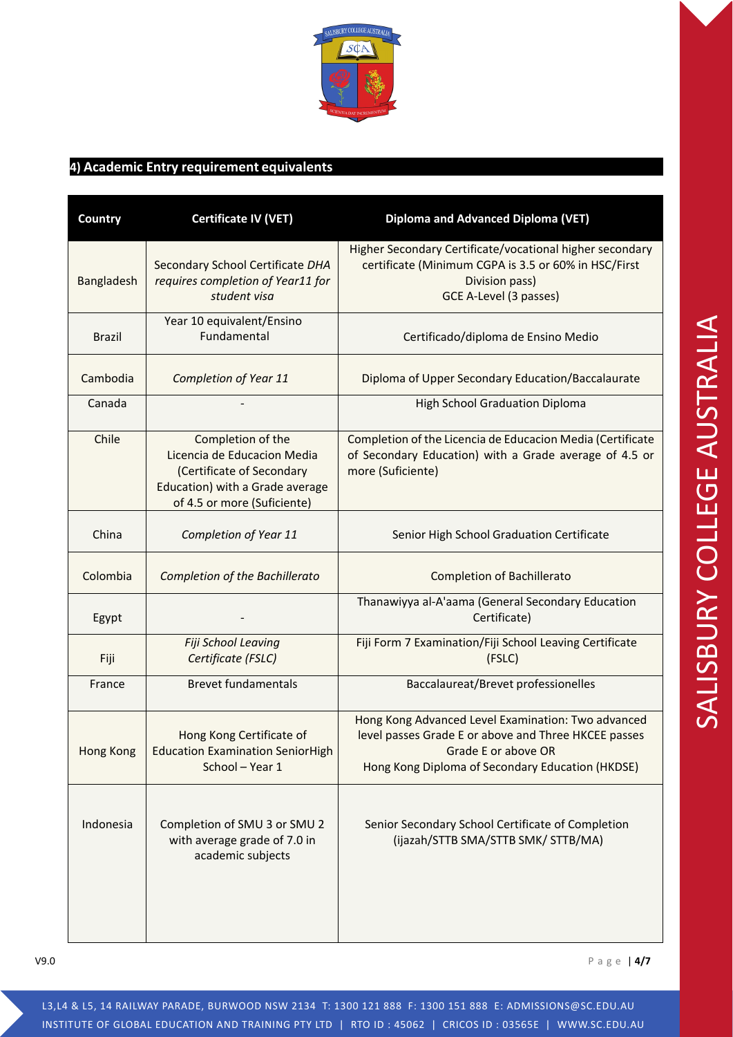## 4) Academic Entry requirement equivalents

| Country | Certificate IV (VET) | Diploma and Advanced Diploma (VET) |
|---|---|---|
| Bangladesh | Secondary School Certificate *DHA requires completion of Year11 for student visa* | Higher Secondary Certificate/vocational higher secondary certificate (Minimum CGPA is 3.5 or 60% in HSC/First Division pass)<br>GCE A-Level (3 passes) |
| Brazil | Year 10 equivalent/Ensino Fundamental | Certificado/diploma de Ensino Medio |
| Cambodia | *Completion of Year 11* | Diploma of Upper Secondary Education/Baccalaurate |
| Canada | - | High School Graduation Diploma |
| Chile | Completion of the Licencia de Educacion Media (Certificate of Secondary Education) with a Grade average of 4.5 or more (Suficiente) | Completion of the Licencia de Educacion Media (Certificate of Secondary Education) with a Grade average of 4.5 or more (Suficiente) |
| China | *Completion of Year 11* | Senior High School Graduation Certificate |
| Colombia | *Completion of the Bachillerato* | Completion of Bachillerato |
| Egypt | - | Thanawiyya al-A'aama (General Secondary Education Certificate) |
| Fiji | *Fiji School Leaving Certificate (FSLC)* | Fiji Form 7 Examination/Fiji School Leaving Certificate (FSLC) |
| France | Brevet fundamentals | Baccalaureat/Brevet professionelles |
| Hong Kong | Hong Kong Certificate of Education Examination SeniorHigh School – Year 1 | Hong Kong Advanced Level Examination: Two advanced level passes Grade E or above and Three HKCEE passes Grade E or above OR<br>Hong Kong Diploma of Secondary Education (HKDSE) |
| Indonesia | Completion of SMU 3 or SMU 2 with average grade of 7.0 in academic subjects | Senior Secondary School Certificate of Completion (ijazah/STTB SMA/STTB SMK/ STTB/MA) |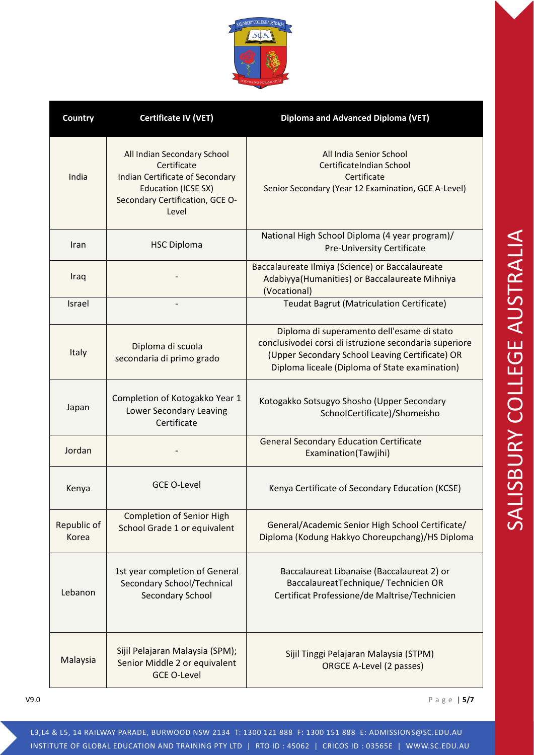| Country | Certificate IV (VET) | Diploma and Advanced Diploma (VET) |
| --- | --- | --- |
| India | All Indian Secondary School Certificate<br>Indian Certificate of Secondary Education (ICSE SX)<br>Secondary Certification, GCE O-Level | All India Senior School CertificateIndian School Certificate<br>Senior Secondary (Year 12 Examination, GCE A-Level) |
| Iran | HSC Diploma | National High School Diploma (4 year program)/ Pre-University Certificate |
| Iraq | - | Baccalaureate Ilmiya (Science) or Baccalaureate Adabiyya(Humanities) or Baccalaureate Mihniya (Vocational) |
| Israel | - | Teudat Bagrut (Matriculation Certificate) |
| Italy | Diploma di scuola secondaria di primo grado | Diploma di superamento dell'esame di stato conclusivodei corsi di istruzione secondaria superiore (Upper Secondary School Leaving Certificate) OR Diploma liceale (Diploma of State examination) |
| Japan | Completion of Kotogakko Year 1 Lower Secondary Leaving Certificate | Kotogakko Sotsugyo Shosho (Upper Secondary SchoolCertificate)/Shomeisho |
| Jordan | - | General Secondary Education Certificate Examination(Tawjihi) |
| Kenya | GCE O-Level | Kenya Certificate of Secondary Education (KCSE) |
| Republic of Korea | Completion of Senior High School Grade 1 or equivalent | General/Academic Senior High School Certificate/ Diploma (Kodung Hakkyo Choreupchang)/HS Diploma |
| Lebanon | 1st year completion of General Secondary School/Technical Secondary School | Baccalaureat Libanaise (Baccalaureat 2) or BaccalaureatTechnique/ Technicien OR Certificat Professione/de Maltrise/Technicien |
| Malaysia | Sijil Pelajaran Malaysia (SPM); Senior Middle 2 or equivalent GCE O-Level | Sijil Tinggi Pelajaran Malaysia (STPM) ORGCE A-Level (2 passes) |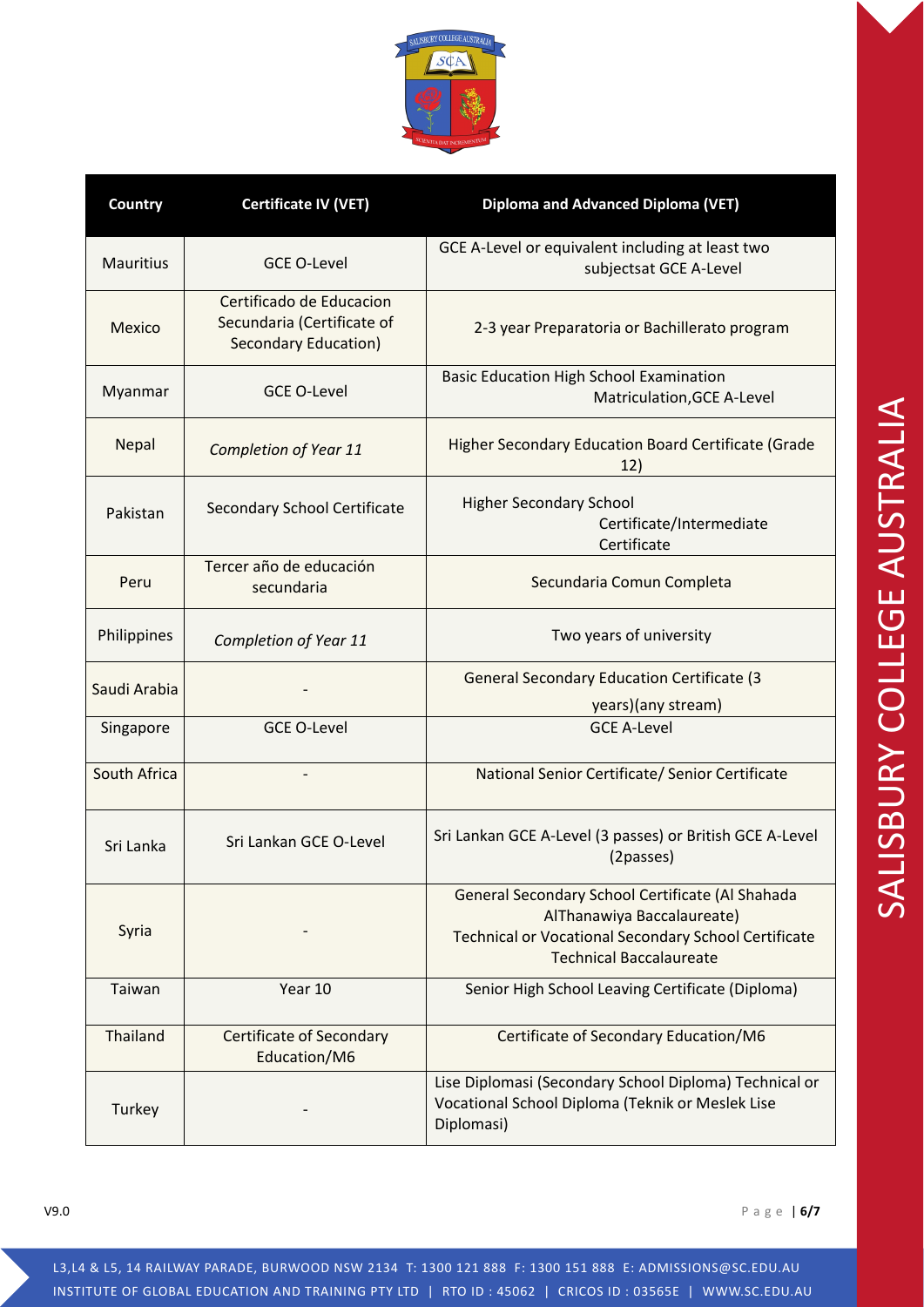| Country | Certificate IV (VET) | Diploma and Advanced Diploma (VET) |
|---|---|---|
| Mauritius | GCE O-Level | GCE A-Level or equivalent including at least two subjectsat GCE A-Level |
| Mexico | Certificado de Educacion Secundaria (Certificate of Secondary Education) | 2-3 year Preparatoria or Bachillerato program |
| Myanmar | GCE O-Level | Basic Education High School Examination Matriculation,GCE A-Level |
| Nepal | *Completion of Year 11* | Higher Secondary Education Board Certificate (Grade 12) |
| Pakistan | Secondary School Certificate | Higher Secondary School Certificate/Intermediate Certificate |
| Peru | Tercer año de educación secundaria | Secundaria Comun Completa |
| Philippines | *Completion of Year 11* | Two years of university |
| Saudi Arabia | - | General Secondary Education Certificate (3 years)(any stream) |
| Singapore | GCE O-Level | GCE A-Level |
| South Africa | - | National Senior Certificate/ Senior Certificate |
| Sri Lanka | Sri Lankan GCE O-Level | Sri Lankan GCE A-Level (3 passes) or British GCE A-Level (2passes) |
| Syria | - | General Secondary School Certificate (Al Shahada AlThanawiya Baccalaureate) Technical or Vocational Secondary School Certificate Technical Baccalaureate |
| Taiwan | Year 10 | Senior High School Leaving Certificate (Diploma) |
| Thailand | Certificate of Secondary Education/M6 | Certificate of Secondary Education/M6 |
| Turkey | - | Lise Diplomasi (Secondary School Diploma) Technical or Vocational School Diploma (Teknik or Meslek Lise Diplomasi) |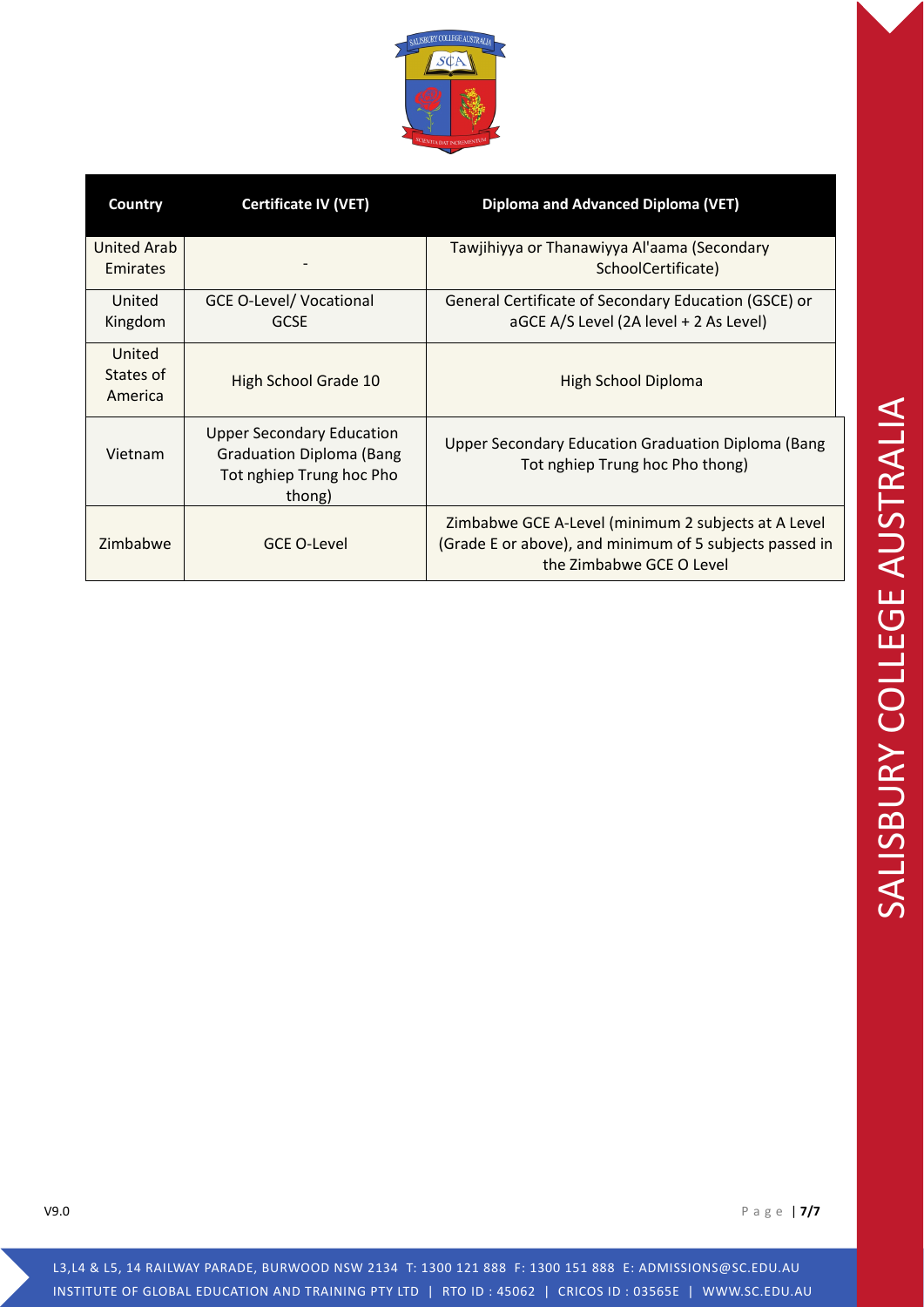| Country | Certificate IV (VET) | Diploma and Advanced Diploma (VET) |
|---|---|---|
| United Arab Emirates | - | Tawjihiyya or Thanawiyya Al'aama (Secondary SchoolCertificate) |
| United Kingdom | GCE O-Level/ Vocational GCSE | General Certificate of Secondary Education (GSCE) or aGCE A/S Level (2A level + 2 As Level) |
| United States of America | High School Grade 10 | High School Diploma |
| Vietnam | Upper Secondary Education Graduation Diploma (Bang Tot nghiep Trung hoc Pho thong) | Upper Secondary Education Graduation Diploma (Bang Tot nghiep Trung hoc Pho thong) |
| Zimbabwe | GCE O-Level | Zimbabwe GCE A-Level (minimum 2 subjects at A Level (Grade E or above), and minimum of 5 subjects passed in the Zimbabwe GCE O Level |